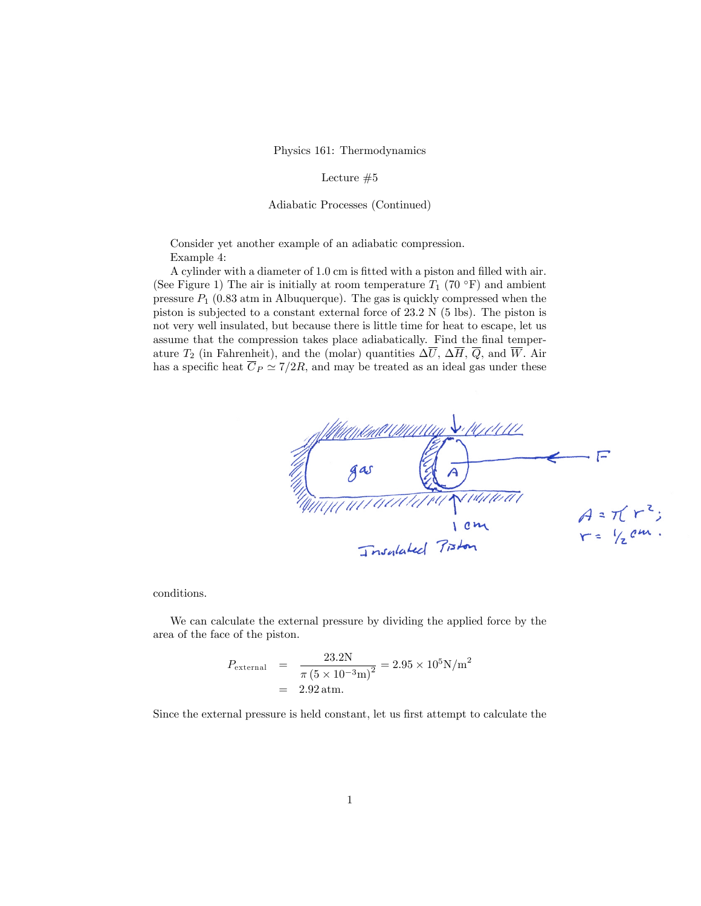Physics 161: Thermodynamics

Lecture #5

Adiabatic Processes (Continued)

Consider yet another example of an adiabatic compression.

Example 4:

A cylinder with a diameter of 1.0 cm is fitted with a piston and filled with air. (See Figure 1) The air is initially at room temperature $T_1$ (70 °F) and ambient pressure $P_1$ (0.83 atm in Albuquerque). The gas is quickly compressed when the piston is subjected to a constant external force of 23.2 N (5 lbs). The piston is not very well insulated, but because there is little time for heat to escape, let us assume that the compression takes place adiabatically. Find the final temperature $T_2$ (in Fahrenheit), and the (molar) quantities $\Delta\overline{U}$, $\Delta\overline{H}$, $\overline{Q}$, and $\overline{W}$. Air has a specific heat $\overline{C}_P \simeq 7/2R$, and may be treated as an ideal gas under these conditions.

We can calculate the external pressure by dividing the applied force by the area of the face of the piston.

$$
\begin{aligned}
P_{\text{external}} &= \frac{23.2\text{N}}{\pi\,(5 \times 10^{-3}\text{m})^2} = 2.95 \times 10^5 \text{N/m}^2 \\
&= 2.92\,\text{atm}.
\end{aligned}
$$

Since the external pressure is held constant, let us first attempt to calculate the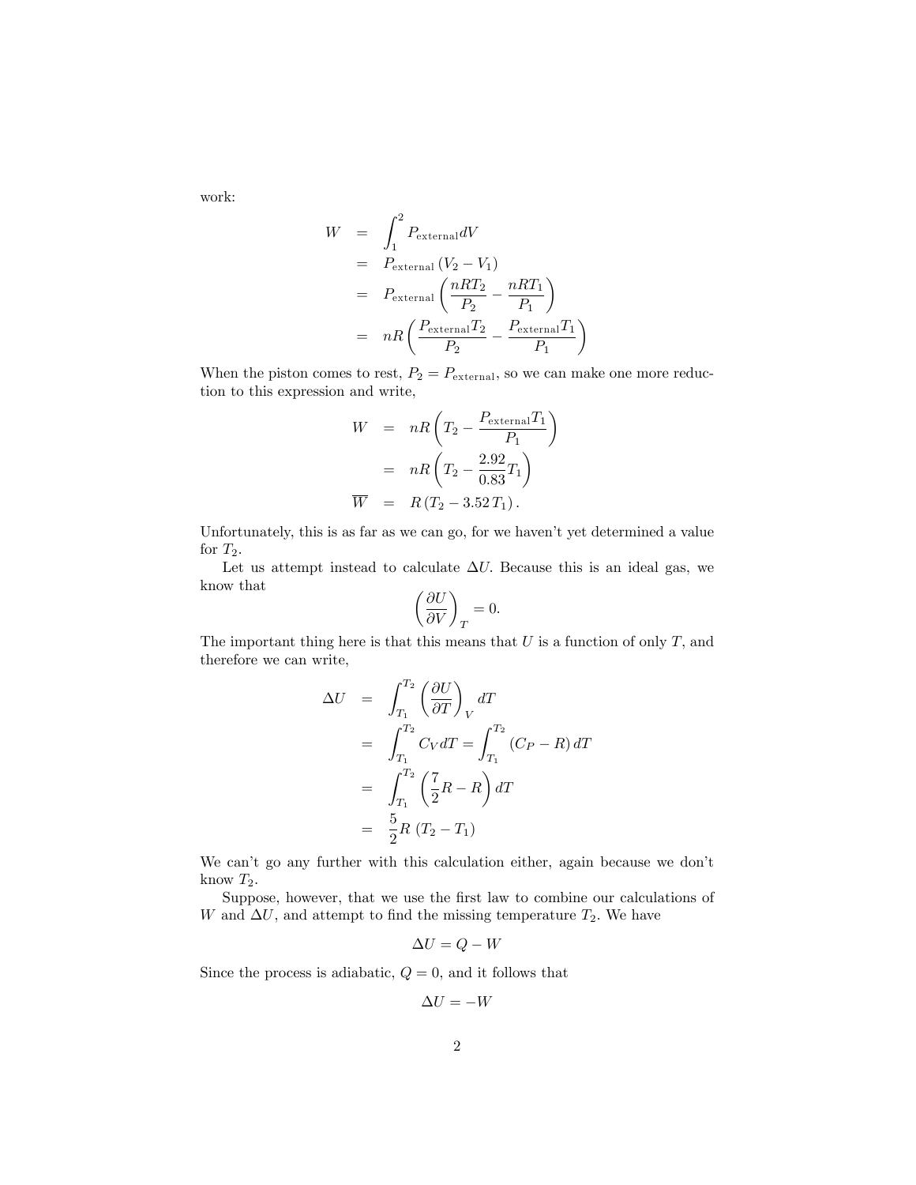work:

$$
\begin{aligned}
W &= \int_1^2 P_{\text{external}} dV \\
&= P_{\text{external}} \left(V_2 - V_1\right) \\
&= P_{\text{external}} \left(\frac{nRT_2}{P_2} - \frac{nRT_1}{P_1}\right) \\
&= nR\left(\frac{P_{\text{external}} T_2}{P_2} - \frac{P_{\text{external}} T_1}{P_1}\right)
\end{aligned}
$$

When the piston comes to rest, $P_2 = P_{\text{external}}$, so we can make one more reduction to this expression and write,

$$
\begin{aligned}
W &= nR\left(T_2 - \frac{P_{\text{external}} T_1}{P_1}\right) \\
&= nR\left(T_2 - \frac{2.92}{0.83} T_1\right) \\
\overline{W} &= R\left(T_2 - 3.52\, T_1\right).
\end{aligned}
$$

Unfortunately, this is as far as we can go, for we haven't yet determined a value for $T_2$.

Let us attempt instead to calculate $\Delta U$. Because this is an ideal gas, we know that

$$
\left(\frac{\partial U}{\partial V}\right)_T = 0.
$$

The important thing here is that this means that $U$ is a function of only $T$, and therefore we can write,

$$
\begin{aligned}
\Delta U &= \int_{T_1}^{T_2} \left(\frac{\partial U}{\partial T}\right)_V dT \\
&= \int_{T_1}^{T_2} C_V dT = \int_{T_1}^{T_2} \left(C_P - R\right) dT \\
&= \int_{T_1}^{T_2} \left(\frac{7}{2}R - R\right) dT \\
&= \frac{5}{2} R \left(T_2 - T_1\right)
\end{aligned}
$$

We can't go any further with this calculation either, again because we don't know $T_2$.

Suppose, however, that we use the first law to combine our calculations of $W$ and $\Delta U$, and attempt to find the missing temperature $T_2$. We have

$$
\Delta U = Q - W
$$

Since the process is adiabatic, $Q = 0$, and it follows that

$$
\Delta U = -W
$$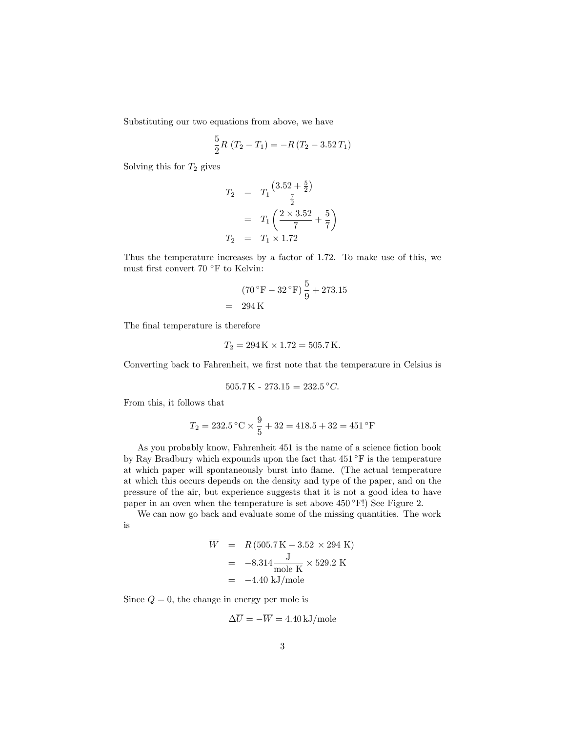Substituting our two equations from above, we have

$$\frac{5}{2}R\ (T_2 - T_1) = -R\,(T_2 - 3.52\,T_1)$$

Solving this for $T_2$ gives

$$\begin{aligned}
T_2 &= T_1 \frac{\left(3.52 + \frac{5}{2}\right)}{\frac{7}{2}} \\
&= T_1 \left(\frac{2 \times 3.52}{7} + \frac{5}{7}\right) \\
T_2 &= T_1 \times 1.72
\end{aligned}$$

Thus the temperature increases by a factor of 1.72. To make use of this, we must first convert 70 °F to Kelvin:

$$\begin{aligned}
& (70\,^\circ\mathrm{F} - 32\,^\circ\mathrm{F})\,\frac{5}{9} + 273.15 \\
=\ & 294\,\mathrm{K}
\end{aligned}$$

The final temperature is therefore

$$T_2 = 294\,\mathrm{K} \times 1.72 = 505.7\,\mathrm{K}.$$

Converting back to Fahrenheit, we first note that the temperature in Celsius is

$$505.7\,\mathrm{K}\ \text{-}\ 273.15 = 232.5\,^\circ C.$$

From this, it follows that

$$T_2 = 232.5\,^\circ\mathrm{C} \times \frac{9}{5} + 32 = 418.5 + 32 = 451\,^\circ\mathrm{F}$$

As you probably know, Fahrenheit 451 is the name of a science fiction book by Ray Bradbury which expounds upon the fact that 451 °F is the temperature at which paper will spontaneously burst into flame. (The actual temperature at which this occurs depends on the density and type of the paper, and on the pressure of the air, but experience suggests that it is not a good idea to have paper in an oven when the temperature is set above 450 °F!) See Figure 2.

We can now go back and evaluate some of the missing quantities. The work is

$$\begin{aligned}
\overline{W} &= R\,(505.7\,\mathrm{K} - 3.52\ \times 294\ \mathrm{K}) \\
&= -8.314 \frac{\mathrm{J}}{\mathrm{mole\ K}} \times 529.2\ \mathrm{K} \\
&= -4.40\ \mathrm{kJ/mole}
\end{aligned}$$

Since $Q = 0$, the change in energy per mole is

$$\Delta\overline{U} = -\overline{W} = 4.40\,\mathrm{kJ/mole}$$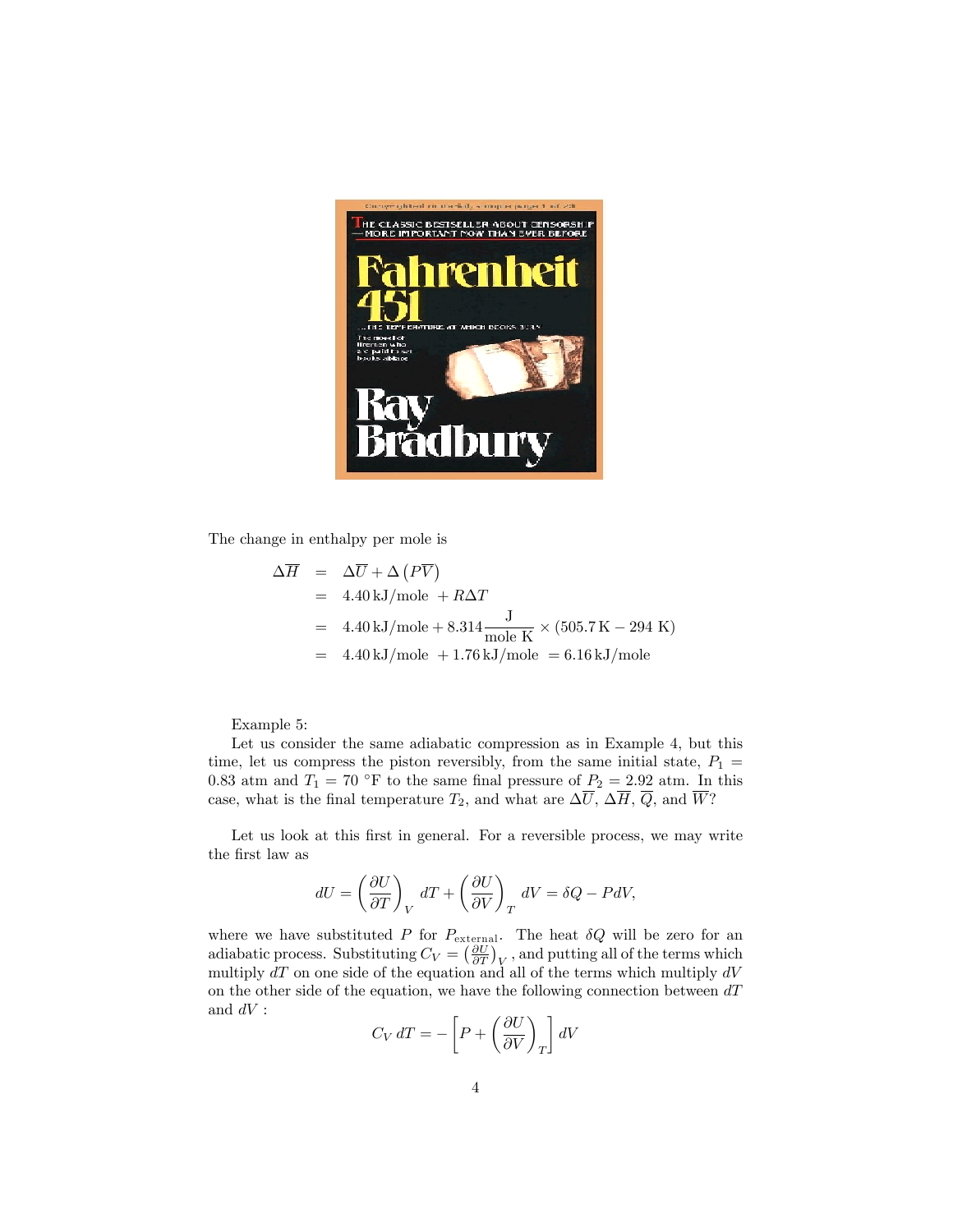The change in enthalpy per mole is

$$
\begin{aligned}
\Delta\overline{H} &= \Delta\overline{U} + \Delta\left(P\overline{V}\right) \\
&= 4.40\,\text{kJ/mole} + R\Delta T \\
&= 4.40\,\text{kJ/mole} + 8.314\frac{\text{J}}{\text{mole K}} \times (505.7\,\text{K} - 294\ \text{K}) \\
&= 4.40\,\text{kJ/mole} + 1.76\,\text{kJ/mole} = 6.16\,\text{kJ/mole}
\end{aligned}
$$

Example 5:

Let us consider the same adiabatic compression as in Example 4, but this time, let us compress the piston reversibly, from the same initial state, $P_1 = 0.83$ atm and $T_1 = 70$ °F to the same final pressure of $P_2 = 2.92$ atm. In this case, what is the final temperature $T_2$, and what are $\Delta\overline{U}$, $\Delta\overline{H}$, $\overline{Q}$, and $\overline{W}$?

Let us look at this first in general. For a reversible process, we may write the first law as

$$
dU = \left(\frac{\partial U}{\partial T}\right)_V dT + \left(\frac{\partial U}{\partial V}\right)_T dV = \delta Q - PdV,
$$

where we have substituted $P$ for $P_{\text{external}}$. The heat $\delta Q$ will be zero for an adiabatic process. Substituting $C_V = \left(\frac{\partial U}{\partial T}\right)_V$, and putting all of the terms which multiply $dT$ on one side of the equation and all of the terms which multiply $dV$ on the other side of the equation, we have the following connection between $dT$ and $dV$:

$$
C_V\,dT = -\left[P + \left(\frac{\partial U}{\partial V}\right)_T\right] dV
$$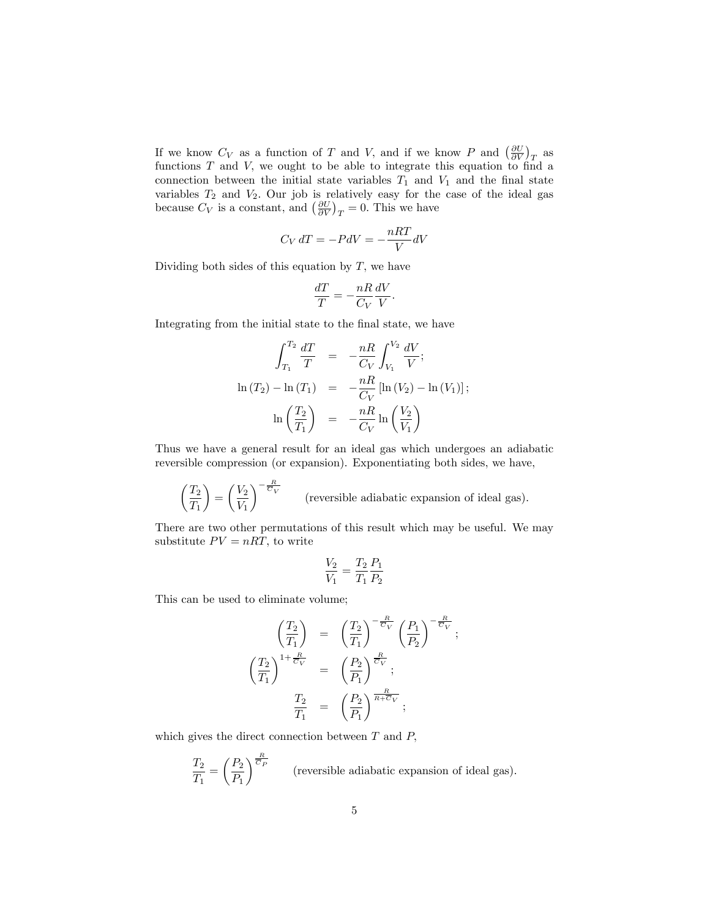If we know $C_V$ as a function of $T$ and $V$, and if we know $P$ and $\left(\frac{\partial U}{\partial V}\right)_T$ as functions $T$ and $V$, we ought to be able to integrate this equation to find a connection between the initial state variables $T_1$ and $V_1$ and the final state variables $T_2$ and $V_2$. Our job is relatively easy for the case of the ideal gas because $C_V$ is a constant, and $\left(\frac{\partial U}{\partial V}\right)_T = 0$. This we have

$$C_V\, dT = -PdV = -\frac{nRT}{V}dV$$

Dividing both sides of this equation by $T$, we have

$$\frac{dT}{T} = -\frac{nR}{C_V}\frac{dV}{V}.$$

Integrating from the initial state to the final state, we have

$$\begin{aligned}
\int_{T_1}^{T_2} \frac{dT}{T} &= -\frac{nR}{C_V}\int_{V_1}^{V_2}\frac{dV}{V}; \\
\ln(T_2) - \ln(T_1) &= -\frac{nR}{C_V}\left[\ln(V_2) - \ln(V_1)\right]; \\
\ln\left(\frac{T_2}{T_1}\right) &= -\frac{nR}{C_V}\ln\left(\frac{V_2}{V_1}\right)
\end{aligned}$$

Thus we have a general result for an ideal gas which undergoes an adiabatic reversible compression (or expansion). Exponentiating both sides, we have,

$$\left(\frac{T_2}{T_1}\right) = \left(\frac{V_2}{V_1}\right)^{-\frac{R}{\overline{C}_V}} \qquad \text{(reversible adiabatic expansion of ideal gas).}$$

There are two other permutations of this result which may be useful. We may substitute $PV = nRT$, to write

$$\frac{V_2}{V_1} = \frac{T_2}{T_1}\frac{P_1}{P_2}$$

This can be used to eliminate volume;

$$\begin{aligned}
\left(\frac{T_2}{T_1}\right) &= \left(\frac{T_2}{T_1}\right)^{-\frac{R}{\overline{C}_V}}\left(\frac{P_1}{P_2}\right)^{-\frac{R}{\overline{C}_V}}; \\
\left(\frac{T_2}{T_1}\right)^{1+\frac{R}{\overline{C}_V}} &= \left(\frac{P_2}{P_1}\right)^{\frac{R}{\overline{C}_V}}; \\
\frac{T_2}{T_1} &= \left(\frac{P_2}{P_1}\right)^{\frac{R}{R+\overline{C}_V}};
\end{aligned}$$

which gives the direct connection between $T$ and $P$,

$$\frac{T_2}{T_1} = \left(\frac{P_2}{P_1}\right)^{\frac{R}{\overline{C}_P}} \qquad \text{(reversible adiabatic expansion of ideal gas).}$$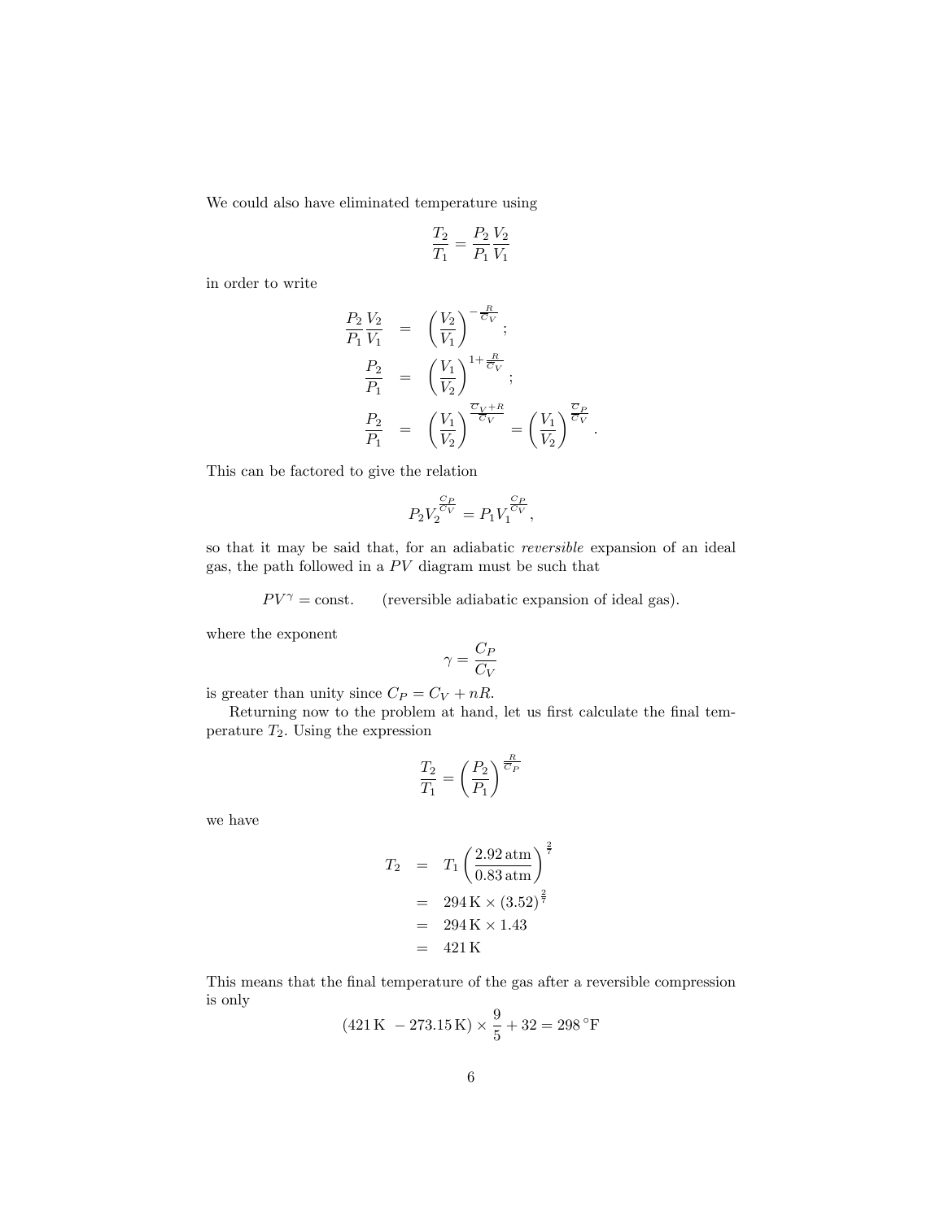We could also have eliminated temperature using

$$\frac{T_2}{T_1} = \frac{P_2}{P_1}\frac{V_2}{V_1}$$

in order to write

$$\begin{aligned}
\frac{P_2}{P_1}\frac{V_2}{V_1} &= \left(\frac{V_2}{V_1}\right)^{-\frac{R}{\overline{C}_V}}; \\
\frac{P_2}{P_1} &= \left(\frac{V_1}{V_2}\right)^{1+\frac{R}{\overline{C}_V}}; \\
\frac{P_2}{P_1} &= \left(\frac{V_1}{V_2}\right)^{\frac{\overline{C}_V+R}{\overline{C}_V}} = \left(\frac{V_1}{V_2}\right)^{\frac{\overline{C}_P}{\overline{C}_V}}.
\end{aligned}$$

This can be factored to give the relation

$$P_2 V_2^{\frac{C_P}{C_V}} = P_1 V_1^{\frac{C_P}{C_V}},$$

so that it may be said that, for an adiabatic *reversible* expansion of an ideal gas, the path followed in a $PV$ diagram must be such that

$$PV^\gamma = \text{const.} \qquad \text{(reversible adiabatic expansion of ideal gas).}$$

where the exponent

$$\gamma = \frac{C_P}{C_V}$$

is greater than unity since $C_P = C_V + nR$.

Returning now to the problem at hand, let us first calculate the final temperature $T_2$. Using the expression

$$\frac{T_2}{T_1} = \left(\frac{P_2}{P_1}\right)^{\frac{R}{\overline{C}_P}}$$

we have

$$\begin{aligned}
T_2 &= T_1 \left(\frac{2.92\,\text{atm}}{0.83\,\text{atm}}\right)^{\frac{2}{7}} \\
&= 294\,\text{K} \times (3.52)^{\frac{2}{7}} \\
&= 294\,\text{K} \times 1.43 \\
&= 421\,\text{K}
\end{aligned}$$

This means that the final temperature of the gas after a reversible compression is only

$$(421\,\text{K} \; - 273.15\,\text{K}) \times \frac{9}{5} + 32 = 298\,^\circ\text{F}$$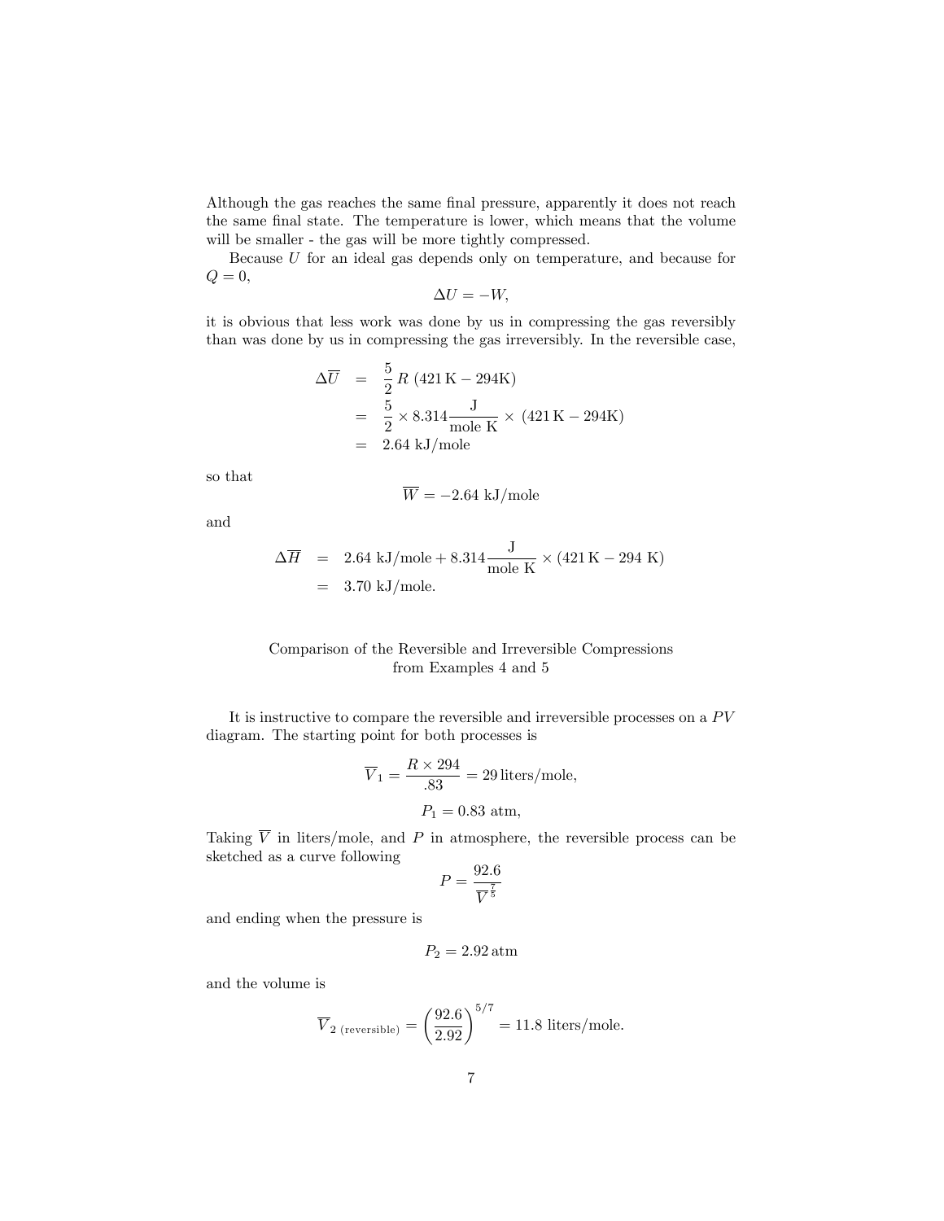Although the gas reaches the same final pressure, apparently it does not reach the same final state. The temperature is lower, which means that the volume will be smaller - the gas will be more tightly compressed.

Because $U$ for an ideal gas depends only on temperature, and because for $Q = 0$,

$$\Delta U = -W,$$

it is obvious that less work was done by us in compressing the gas reversibly than was done by us in compressing the gas irreversibly. In the reversible case,

$$\begin{aligned}
\Delta \overline{U} &= \frac{5}{2} R \,(421\,\text{K} - 294\text{K}) \\
&= \frac{5}{2} \times 8.314 \frac{\text{J}}{\text{mole K}} \times \,(421\,\text{K} - 294\text{K}) \\
&= 2.64 \text{ kJ/mole}
\end{aligned}$$

so that

$$\overline{W} = -2.64 \text{ kJ/mole}$$

and

$$\begin{aligned}
\Delta \overline{H} &= 2.64 \text{ kJ/mole} + 8.314 \frac{\text{J}}{\text{mole K}} \times (421\,\text{K} - 294 \text{ K}) \\
&= 3.70 \text{ kJ/mole.}
\end{aligned}$$

### Comparison of the Reversible and Irreversible Compressions from Examples 4 and 5

It is instructive to compare the reversible and irreversible processes on a $PV$ diagram. The starting point for both processes is

$$\overline{V}_1 = \frac{R \times 294}{.83} = 29 \,\text{liters/mole},$$

$$P_1 = 0.83 \text{ atm},$$

Taking $\overline{V}$ in liters/mole, and $P$ in atmosphere, the reversible process can be sketched as a curve following

$$P = \frac{92.6}{\overline{V}^{\frac{7}{5}}}$$

and ending when the pressure is

$$P_2 = 2.92 \,\text{atm}$$

and the volume is

$$\overline{V}_{2\text{ (reversible)}} = \left(\frac{92.6}{2.92}\right)^{5/7} = 11.8 \text{ liters/mole.}$$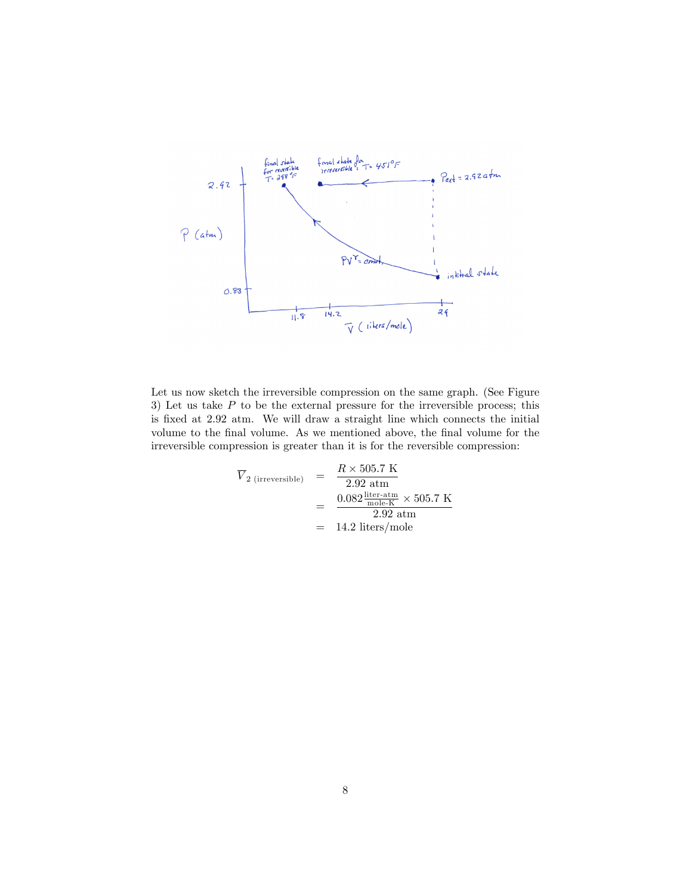Let us now sketch the irreversible compression on the same graph. (See Figure 3) Let us take $P$ to be the external pressure for the irreversible process; this is fixed at 2.92 atm. We will draw a straight line which connects the initial volume to the final volume. As we mentioned above, the final volume for the irreversible compression is greater than it is for the reversible compression:

$$
\begin{aligned}
\overline{V}_{2\ \text{(irreversible)}} &= \frac{R \times 505.7\ \text{K}}{2.92\ \text{atm}} \\
&= \frac{0.082 \frac{\text{liter-atm}}{\text{mole-K}} \times 505.7\ \text{K}}{2.92\ \text{atm}} \\
&= 14.2\ \text{liters/mole}
\end{aligned}
$$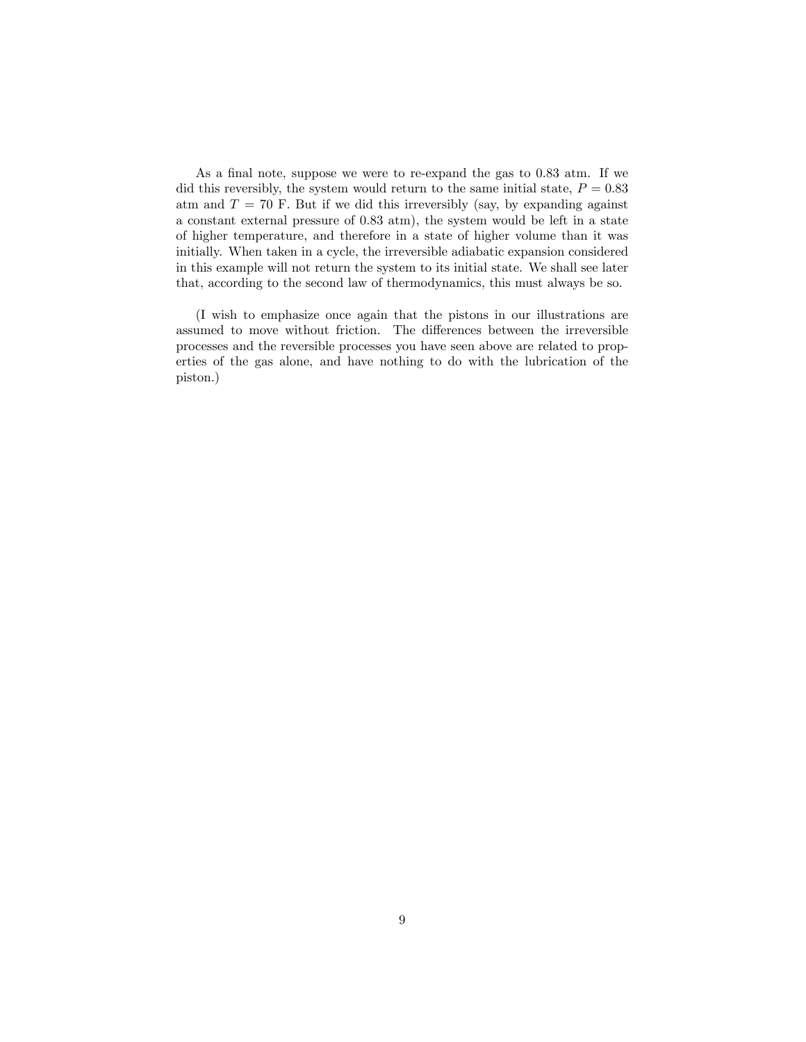As a final note, suppose we were to re-expand the gas to 0.83 atm. If we did this reversibly, the system would return to the same initial state, $P = 0.83$ atm and $T = 70$ F. But if we did this irreversibly (say, by expanding against a constant external pressure of 0.83 atm), the system would be left in a state of higher temperature, and therefore in a state of higher volume than it was initially. When taken in a cycle, the irreversible adiabatic expansion considered in this example will not return the system to its initial state. We shall see later that, according to the second law of thermodynamics, this must always be so.

(I wish to emphasize once again that the pistons in our illustrations are assumed to move without friction. The differences between the irreversible processes and the reversible processes you have seen above are related to properties of the gas alone, and have nothing to do with the lubrication of the piston.)